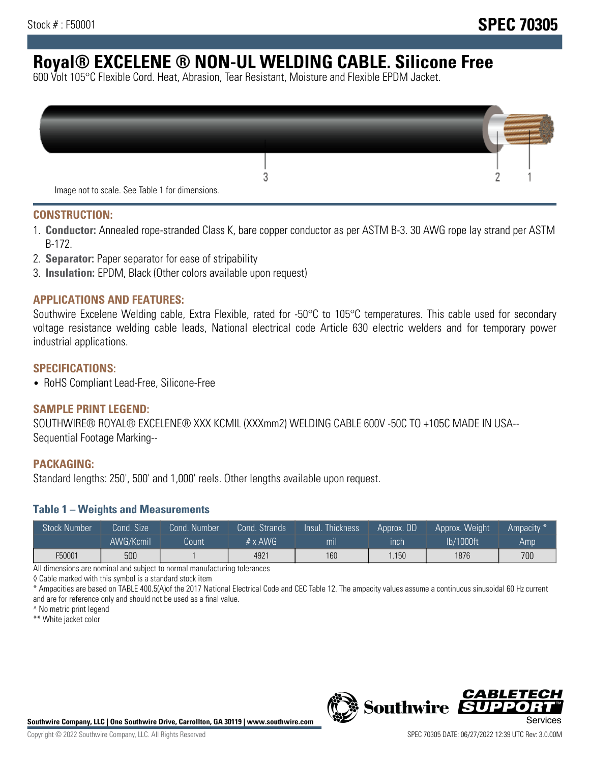Stock # : F50001

# SPEC 70305

# Royal® EXCELENE ® NON-UL WELDING CABLE. Silicone Free

600 Volt 105°C Flexible Cord. Heat, Abrasion, Tear Resistant, Moisture and Flexible EPDM Jacket.

Image not to scale. See Table 1 for dimensions.

## CONSTRUCTION:

1. **Conductor:** Annealed rope-stranded Class K, bare copper conductor as per ASTM B-3. 30 AWG rope lay strand per ASTM B-172.
2. **Separator:** Paper separator for ease of stripability
3. **Insulation:** EPDM, Black (Other colors available upon request)

## APPLICATIONS AND FEATURES:

Southwire Excelene Welding cable, Extra Flexible, rated for -50°C to 105°C temperatures. This cable used for secondary voltage resistance welding cable leads, National electrical code Article 630 electric welders and for temporary power industrial applications.

## SPECIFICATIONS:

- RoHS Compliant Lead-Free, Silicone-Free

## SAMPLE PRINT LEGEND:

SOUTHWIRE® ROYAL® EXCELENE® XXX KCMIL (XXXmm2) WELDING CABLE 600V -50C TO +105C MADE IN USA-- Sequential Footage Marking--

## PACKAGING:

Standard lengths: 250', 500' and 1,000' reels. Other lengths available upon request.

### Table 1 – Weights and Measurements

| Stock Number | Cond. Size | Cond. Number | Cond. Strands | Insul. Thickness | Approx. OD | Approx. Weight | Ampacity * |
|---|---|---|---|---|---|---|---|
| | AWG/Kcmil | Count | # x AWG | mil | inch | lb/1000ft | Amp |
| F50001 | 500 | 1 | 4921 | 160 | 1.150 | 1876 | 700 |

All dimensions are nominal and subject to normal manufacturing tolerances

◊ Cable marked with this symbol is a standard stock item

* Ampacities are based on TABLE 400.5(A)of the 2017 National Electrical Code and CEC Table 12. The ampacity values assume a continuous sinusoidal 60 Hz current and are for reference only and should not be used as a final value.

^ No metric print legend

** White jacket color

**Southwire Company, LLC | One Southwire Drive, Carrollton, GA 30119 | www.southwire.com**

Copyright © 2022 Southwire Company, LLC. All Rights Reserved

SPEC 70305 DATE: 06/27/2022 12:39 UTC Rev: 3.0.00M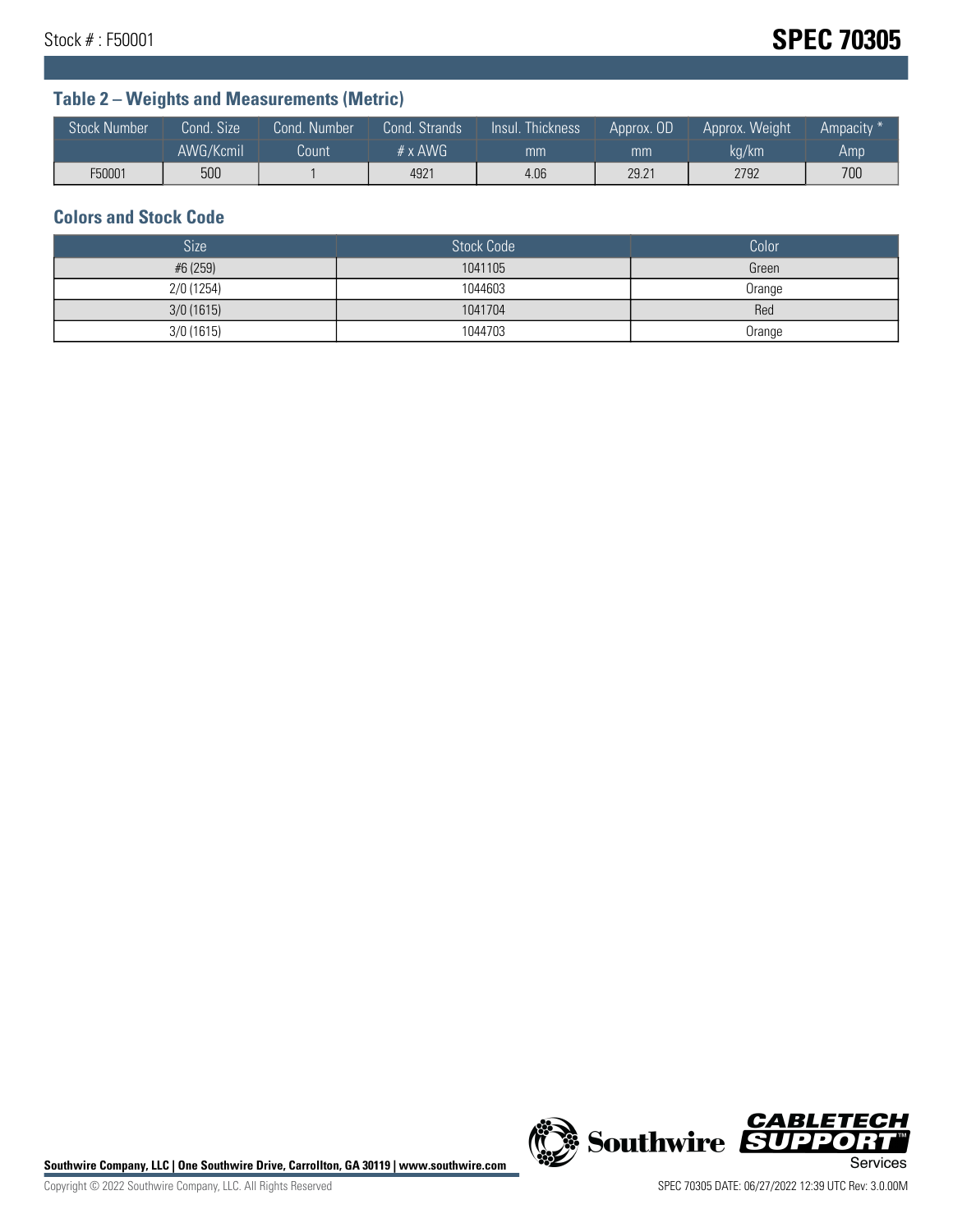## Table 2 – Weights and Measurements (Metric)

| Stock Number | Cond. Size | Cond. Number | Cond. Strands | Insul. Thickness | Approx. OD | Approx. Weight | Ampacity * |
|---|---|---|---|---|---|---|---|
| | AWG/Kcmil | Count | # x AWG | mm | mm | kg/km | Amp |
| F50001 | 500 | 1 | 4921 | 4.06 | 29.21 | 2792 | 700 |

## Colors and Stock Code

| Size | Stock Code | Color |
|---|---|---|
| #6 (259) | 1041105 | Green |
| 2/0 (1254) | 1044603 | Orange |
| 3/0 (1615) | 1041704 | Red |
| 3/0 (1615) | 1044703 | Orange |

**Southwire Company, LLC | One Southwire Drive, Carrollton, GA 30119 | www.southwire.com**

Copyright © 2022 Southwire Company, LLC. All Rights Reserved

SPEC 70305 DATE: 06/27/2022 12:39 UTC Rev: 3.0.00M